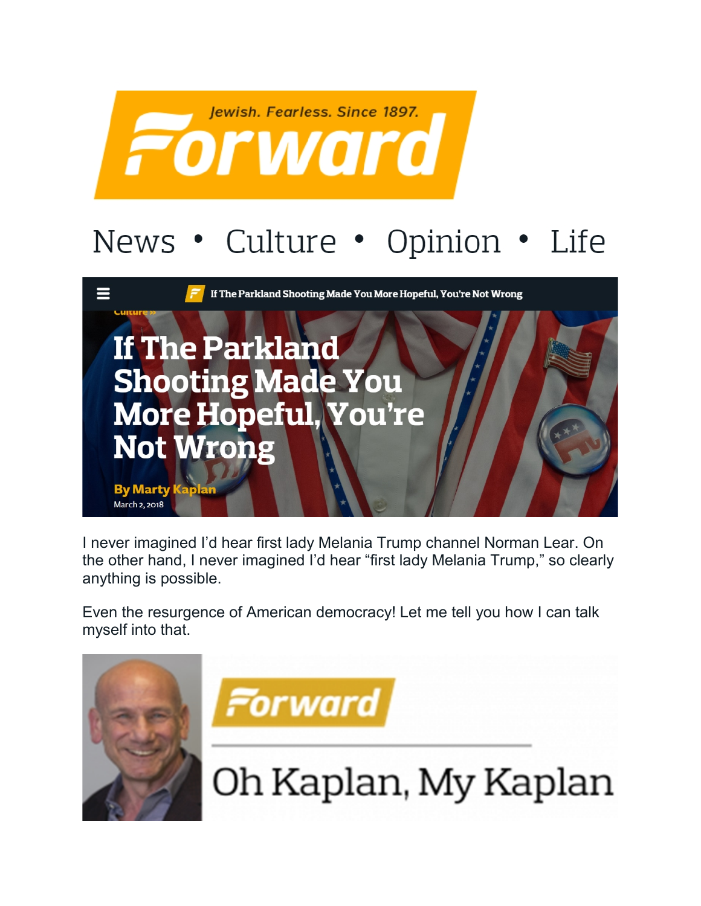Jewish. Fearless. Since 1897.

# Forward

News • Culture • Opinion • Life

If The Parkland Shooting Made You More Hopeful, You're Not Wrong

Culture »

# If The Parkland Shooting Made You More Hopeful, You're Not Wrong

**By Marty Kaplan**

March 2, 2018

I never imagined I'd hear first lady Melania Trump channel Norman Lear. On the other hand, I never imagined I'd hear "first lady Melania Trump," so clearly anything is possible.

Even the resurgence of American democracy! Let me tell you how I can talk myself into that.

Forward

Oh Kaplan, My Kaplan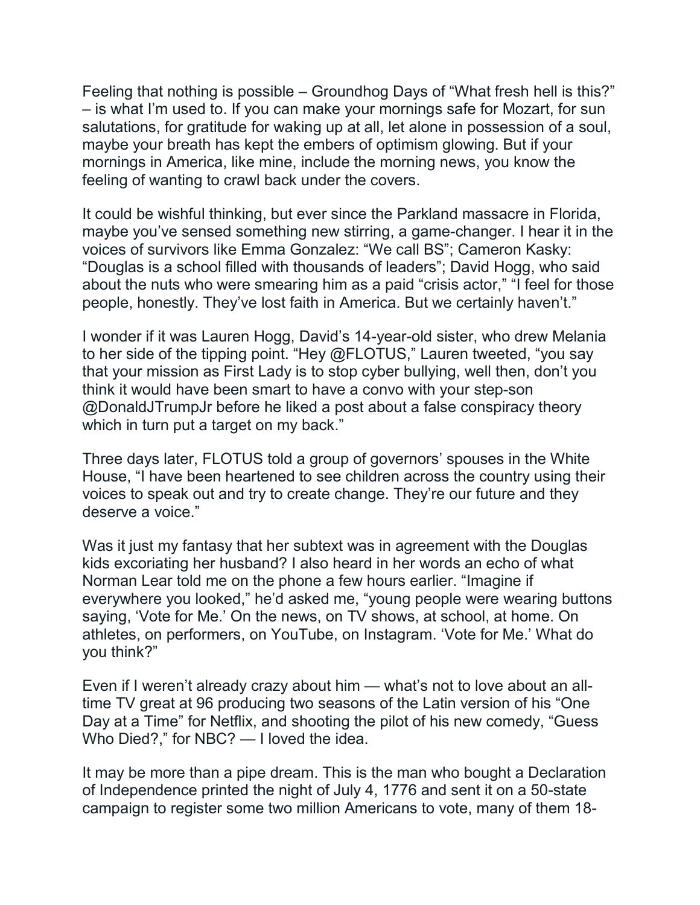Feeling that nothing is possible – Groundhog Days of "What fresh hell is this?" – is what I'm used to. If you can make your mornings safe for Mozart, for sun salutations, for gratitude for waking up at all, let alone in possession of a soul, maybe your breath has kept the embers of optimism glowing. But if your mornings in America, like mine, include the morning news, you know the feeling of wanting to crawl back under the covers.

It could be wishful thinking, but ever since the Parkland massacre in Florida, maybe you've sensed something new stirring, a game-changer. I hear it in the voices of survivors like Emma Gonzalez: "We call BS"; Cameron Kasky: "Douglas is a school filled with thousands of leaders"; David Hogg, who said about the nuts who were smearing him as a paid "crisis actor," "I feel for those people, honestly. They've lost faith in America. But we certainly haven't."

I wonder if it was Lauren Hogg, David's 14-year-old sister, who drew Melania to her side of the tipping point. "Hey @FLOTUS," Lauren tweeted, "you say that your mission as First Lady is to stop cyber bullying, well then, don't you think it would have been smart to have a convo with your step-son @DonaldJTrumpJr before he liked a post about a false conspiracy theory which in turn put a target on my back."

Three days later, FLOTUS told a group of governors' spouses in the White House, "I have been heartened to see children across the country using their voices to speak out and try to create change. They're our future and they deserve a voice."

Was it just my fantasy that her subtext was in agreement with the Douglas kids excoriating her husband? I also heard in her words an echo of what Norman Lear told me on the phone a few hours earlier. "Imagine if everywhere you looked," he'd asked me, "young people were wearing buttons saying, 'Vote for Me.' On the news, on TV shows, at school, at home. On athletes, on performers, on YouTube, on Instagram. 'Vote for Me.' What do you think?"

Even if I weren't already crazy about him — what's not to love about an all-time TV great at 96 producing two seasons of the Latin version of his "One Day at a Time" for Netflix, and shooting the pilot of his new comedy, "Guess Who Died?," for NBC? — I loved the idea.

It may be more than a pipe dream. This is the man who bought a Declaration of Independence printed the night of July 4, 1776 and sent it on a 50-state campaign to register some two million Americans to vote, many of them 18-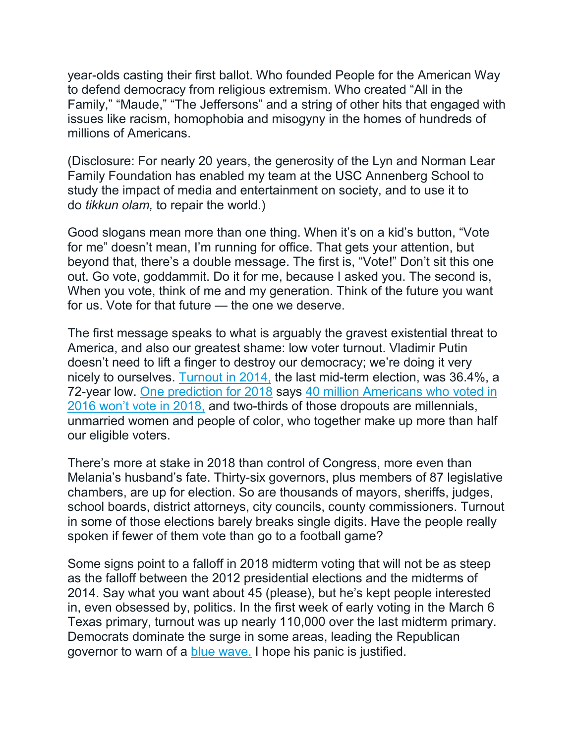year-olds casting their first ballot. Who founded People for the American Way to defend democracy from religious extremism. Who created "All in the Family," "Maude," "The Jeffersons" and a string of other hits that engaged with issues like racism, homophobia and misogyny in the homes of hundreds of millions of Americans.

(Disclosure: For nearly 20 years, the generosity of the Lyn and Norman Lear Family Foundation has enabled my team at the USC Annenberg School to study the impact of media and entertainment on society, and to use it to do *tikkun olam,* to repair the world.)

Good slogans mean more than one thing. When it's on a kid's button, "Vote for me" doesn't mean, I'm running for office. That gets your attention, but beyond that, there's a double message. The first is, "Vote!" Don't sit this one out. Go vote, goddammit. Do it for me, because I asked you. The second is, When you vote, think of me and my generation. Think of the future you want for us. Vote for that future — the one we deserve.

The first message speaks to what is arguably the gravest existential threat to America, and also our greatest shame: low voter turnout. Vladimir Putin doesn't need to lift a finger to destroy our democracy; we're doing it very nicely to ourselves. Turnout in 2014, the last mid-term election, was 36.4%, a 72-year low. One prediction for 2018 says 40 million Americans who voted in 2016 won't vote in 2018, and two-thirds of those dropouts are millennials, unmarried women and people of color, who together make up more than half our eligible voters.

There's more at stake in 2018 than control of Congress, more even than Melania's husband's fate. Thirty-six governors, plus members of 87 legislative chambers, are up for election. So are thousands of mayors, sheriffs, judges, school boards, district attorneys, city councils, county commissioners. Turnout in some of those elections barely breaks single digits. Have the people really spoken if fewer of them vote than go to a football game?

Some signs point to a falloff in 2018 midterm voting that will not be as steep as the falloff between the 2012 presidential elections and the midterms of 2014. Say what you want about 45 (please), but he's kept people interested in, even obsessed by, politics. In the first week of early voting in the March 6 Texas primary, turnout was up nearly 110,000 over the last midterm primary. Democrats dominate the surge in some areas, leading the Republican governor to warn of a blue wave. I hope his panic is justified.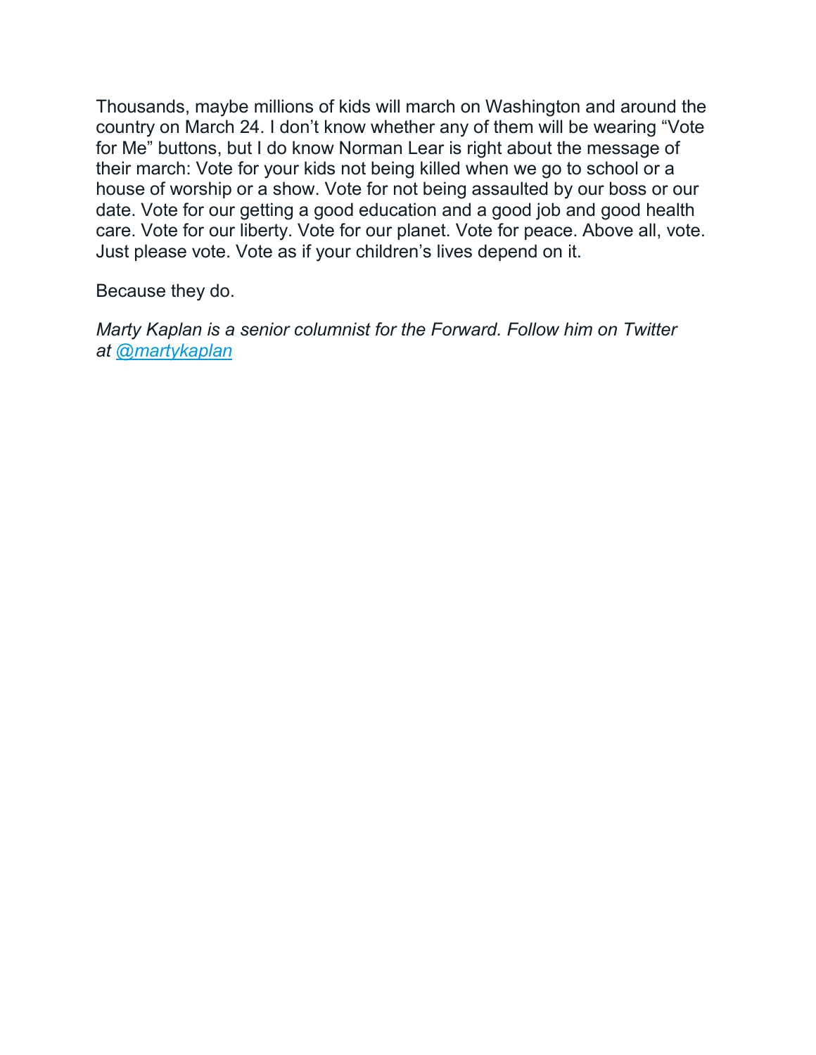Thousands, maybe millions of kids will march on Washington and around the country on March 24. I don't know whether any of them will be wearing "Vote for Me" buttons, but I do know Norman Lear is right about the message of their march: Vote for your kids not being killed when we go to school or a house of worship or a show. Vote for not being assaulted by our boss or our date. Vote for our getting a good education and a good job and good health care. Vote for our liberty. Vote for our planet. Vote for peace. Above all, vote. Just please vote. Vote as if your children's lives depend on it.

Because they do.

*Marty Kaplan is a senior columnist for the Forward. Follow him on Twitter at [@martykaplan]*